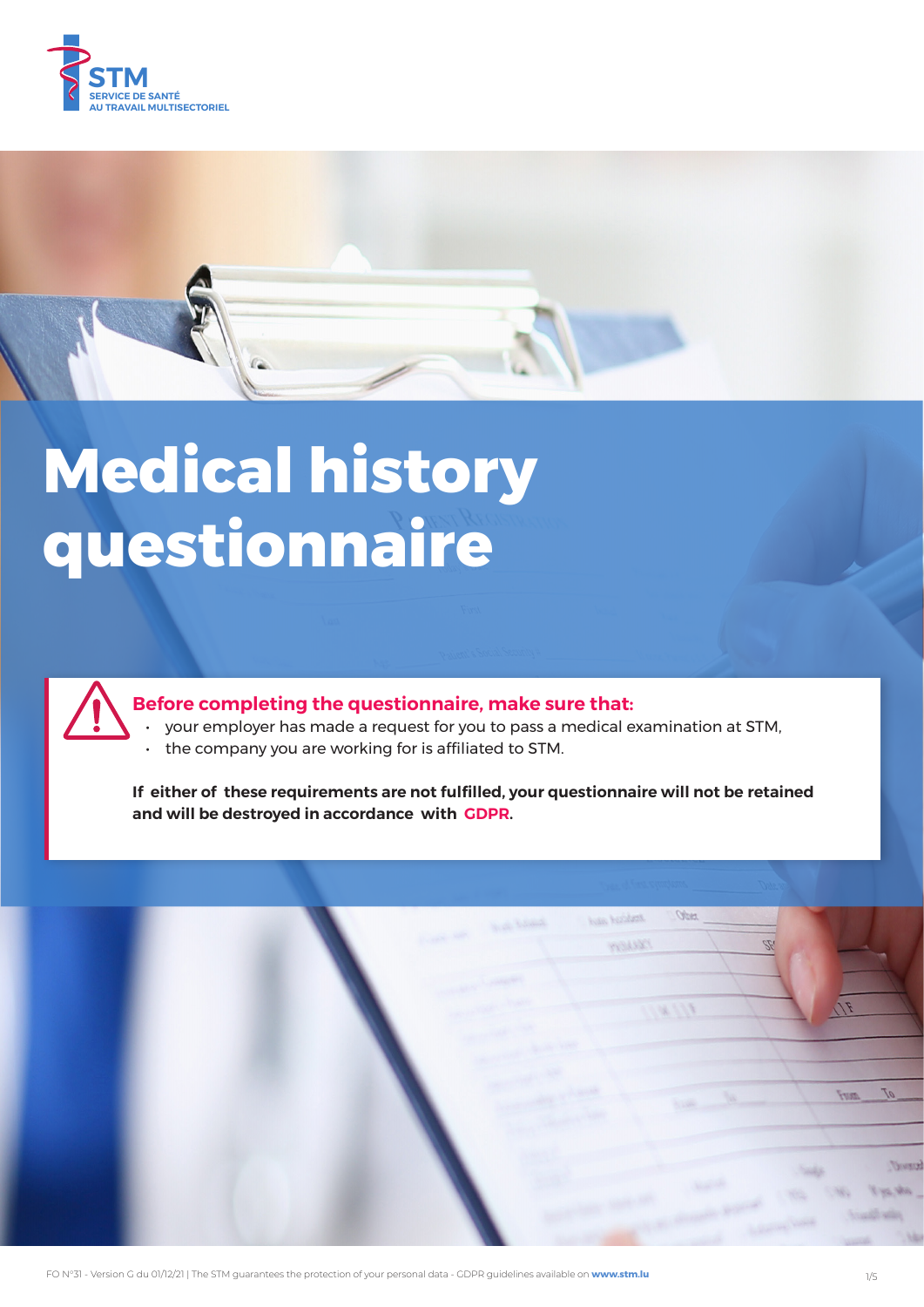STM
SERVICE DE SANTÉ AU TRAVAIL MULTISECTORIEL

# Medical history questionnaire

**Before completing the questionnaire, make sure that:**

- your employer has made a request for you to pass a medical examination at STM,
- the company you are working for is affiliated to STM.

**If either of these requirements are not fulfilled, your questionnaire will not be retained and will be destroyed in accordance with GDPR.**

FO N°31 - Version G du 01/12/21 | The STM guarantees the protection of your personal data - GDPR guidelines available on **www.stm.lu**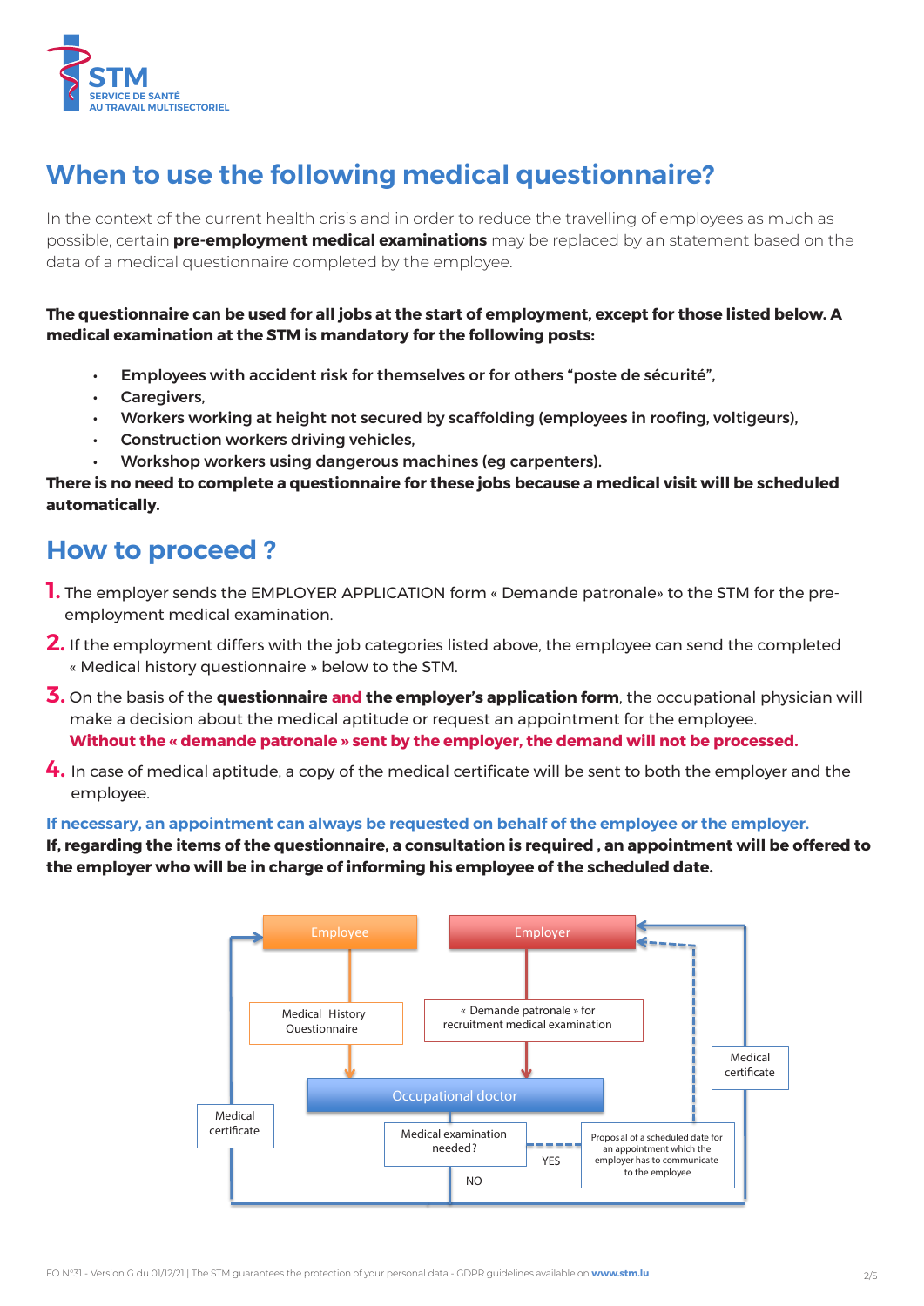# When to use the following medical questionnaire?

In the context of the current health crisis and in order to reduce the travelling of employees as much as possible, certain **pre-employment medical examinations** may be replaced by an statement based on the data of a medical questionnaire completed by the employee.

**The questionnaire can be used for all jobs at the start of employment, except for those listed below. A medical examination at the STM is mandatory for the following posts:**

- **Employees with accident risk for themselves or for others “poste de sécurité”,**
- **Caregivers,**
- **Workers working at height not secured by scaffolding (employees in roofing, voltigeurs),**
- **Construction workers driving vehicles,**
- **Workshop workers using dangerous machines (eg carpenters).**

**There is no need to complete a questionnaire for these jobs because a medical visit will be scheduled automatically.**

# How to proceed ?

1. The employer sends the EMPLOYER APPLICATION form « Demande patronale» to the STM for the pre-employment medical examination.
2. If the employment differs with the job categories listed above, the employee can send the completed « Medical history questionnaire » below to the STM.
3. On the basis of the **questionnaire and the employer’s application form**, the occupational physician will make a decision about the medical aptitude or request an appointment for the employee. **Without the « demande patronale » sent by the employer, the demand will not be processed.**
4. In case of medical aptitude, a copy of the medical certificate will be sent to both the employer and the employee.

**If necessary, an appointment can always be requested on behalf of the employee or the employer.**
**If, regarding the items of the questionnaire, a consultation is required , an appointment will be offered to the employer who will be in charge of informing his employee of the scheduled date.**

Employee → Medical History Questionnaire → Occupational doctor

Employer → « Demande patronale » for recruitment medical examination → Occupational doctor

Occupational doctor → Medical examination needed?

- NO → Medical certificate → Employee; Medical certificate → Employer
- YES → Proposal of a scheduled date for an appointment which the employer has to communicate to the employee → Employer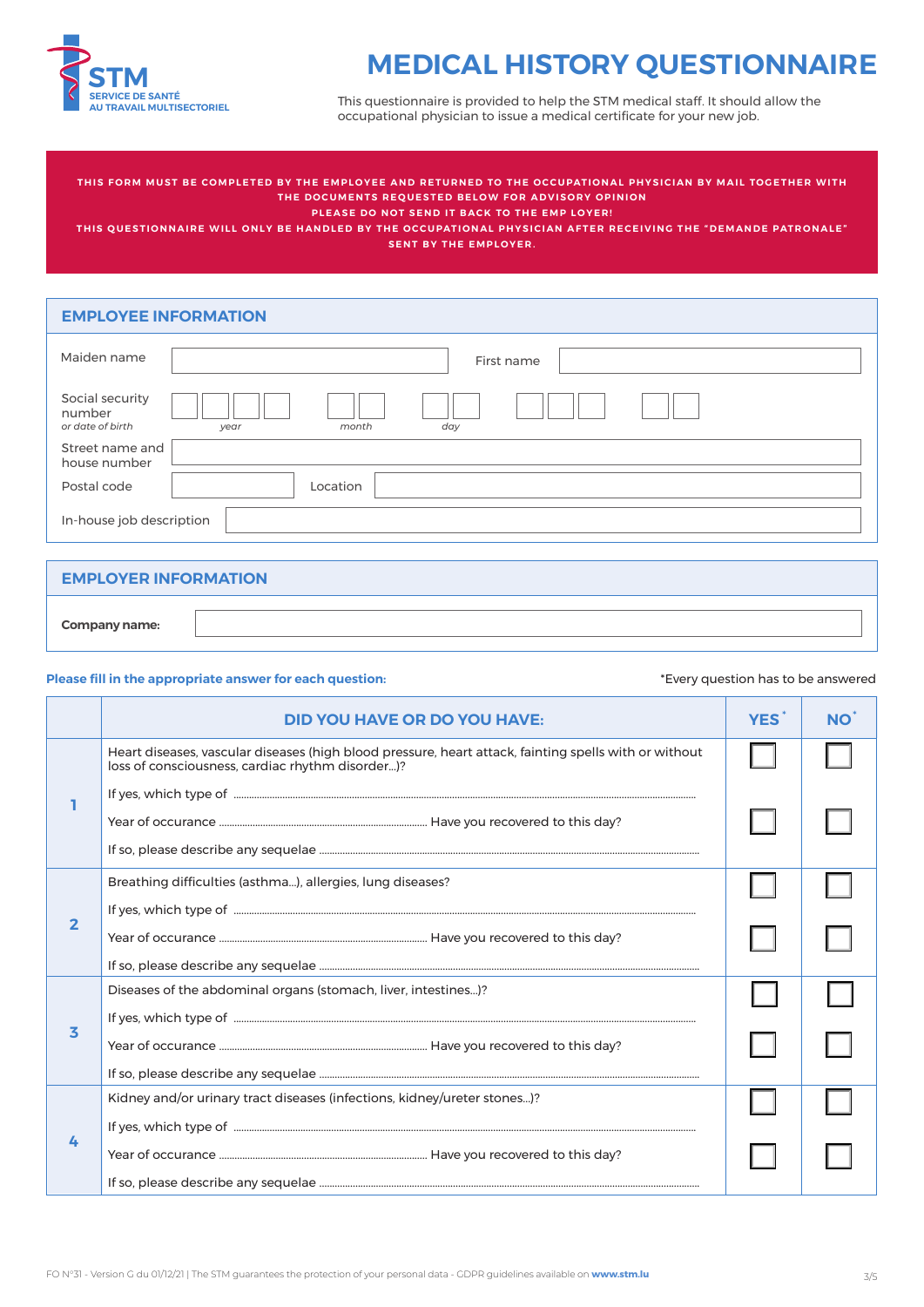STM
SERVICE DE SANTÉ
AU TRAVAIL MULTISECTORIEL

# MEDICAL HISTORY QUESTIONNAIRE

This questionnaire is provided to help the STM medical staff. It should allow the occupational physician to issue a medical certificate for your new job.

**THIS FORM MUST BE COMPLETED BY THE EMPLOYEE AND RETURNED TO THE OCCUPATIONAL PHYSICIAN BY MAIL TOGETHER WITH THE DOCUMENTS REQUESTED BELOW FOR ADVISORY OPINION**
**PLEASE DO NOT SEND IT BACK TO THE EMP LOYER!**
**THIS QUESTIONNAIRE WILL ONLY BE HANDLED BY THE OCCUPATIONAL PHYSICIAN AFTER RECEIVING THE "DEMANDE PATRONALE" SENT BY THE EMPLOYER.**

## EMPLOYEE INFORMATION

Maiden name ____________ First name ____________

Social security number *or date of birth* ☐☐☐☐ *year* ☐☐ *month* ☐☐ *day* ☐☐☐ ☐☐

Street name and house number ____________

Postal code ____________ Location ____________

In-house job description ____________

## EMPLOYER INFORMATION

**Company name:** ____________

**Please fill in the appropriate answer for each question:**

*Every question has to be answered

| | DID YOU HAVE OR DO YOU HAVE: | YES* | NO* |
|---|---|---|---|
| 1 | Heart diseases, vascular diseases (high blood pressure, heart attack, fainting spells with or without loss of consciousness, cardiac rhythm disorder...)? | ☐ | ☐ |
| | If yes, which type of .......... | | |
| | Year of occurance .......... Have you recovered to this day? | ☐ | ☐ |
| | If so, please describe any sequelae .......... | | |
| 2 | Breathing difficulties (asthma...), allergies, lung diseases? | ☐ | ☐ |
| | If yes, which type of .......... | | |
| | Year of occurance .......... Have you recovered to this day? | ☐ | ☐ |
| | If so, please describe any sequelae .......... | | |
| 3 | Diseases of the abdominal organs (stomach, liver, intestines...)? | ☐ | ☐ |
| | If yes, which type of .......... | | |
| | Year of occurance .......... Have you recovered to this day? | ☐ | ☐ |
| | If so, please describe any sequelae .......... | | |
| 4 | Kidney and/or urinary tract diseases (infections, kidney/ureter stones...)? | ☐ | ☐ |
| | If yes, which type of .......... | | |
| | Year of occurance .......... Have you recovered to this day? | ☐ | ☐ |
| | If so, please describe any sequelae .......... | | |

FO N°31 - Version G du 01/12/21 | The STM guarantees the protection of your personal data - GDPR guidelines available on **www.stm.lu**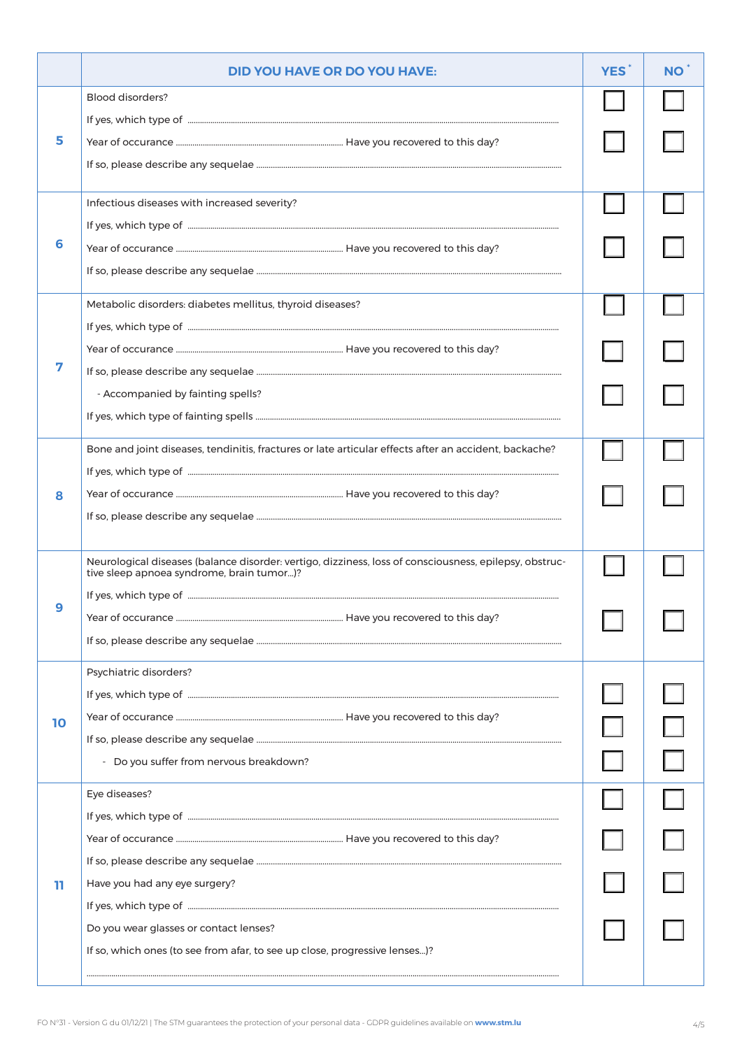| | DID YOU HAVE OR DO YOU HAVE: | YES* | NO* |
|---|---|---|---|
| 5 | Blood disorders? | ☐ | ☐ |
| | If yes, which type of ..................... | | |
| | Year of occurance ..................... Have you recovered to this day? | ☐ | ☐ |
| | If so, please describe any sequelae ..................... | | |
| 6 | Infectious diseases with increased severity? | ☐ | ☐ |
| | If yes, which type of ..................... | | |
| | Year of occurance ..................... Have you recovered to this day? | ☐ | ☐ |
| | If so, please describe any sequelae ..................... | | |
| 7 | Metabolic disorders: diabetes mellitus, thyroid diseases? | ☐ | ☐ |
| | If yes, which type of ..................... | | |
| | Year of occurance ..................... Have you recovered to this day? | ☐ | ☐ |
| | If so, please describe any sequelae ..................... | | |
| | - Accompanied by fainting spells? | ☐ | ☐ |
| | If yes, which type of fainting spells ..................... | | |
| 8 | Bone and joint diseases, tendinitis, fractures or late articular effects after an accident, backache? | ☐ | ☐ |
| | If yes, which type of ..................... | | |
| | Year of occurance ..................... Have you recovered to this day? | ☐ | ☐ |
| | If so, please describe any sequelae ..................... | | |
| 9 | Neurological diseases (balance disorder: vertigo, dizziness, loss of consciousness, epilepsy, obstructive sleep apnoea syndrome, brain tumor...)? | ☐ | ☐ |
| | If yes, which type of ..................... | | |
| | Year of occurance ..................... Have you recovered to this day? | ☐ | ☐ |
| | If so, please describe any sequelae ..................... | | |
| 10 | Psychiatric disorders? | | |
| | If yes, which type of ..................... | ☐ | ☐ |
| | Year of occurance ..................... Have you recovered to this day? | ☐ | ☐ |
| | If so, please describe any sequelae ..................... | | |
| | - Do you suffer from nervous breakdown? | ☐ | ☐ |
| 11 | Eye diseases? | ☐ | ☐ |
| | If yes, which type of ..................... | | |
| | Year of occurance ..................... Have you recovered to this day? | ☐ | ☐ |
| | If so, please describe any sequelae ..................... | | |
| | Have you had any eye surgery? | ☐ | ☐ |
| | If yes, which type of ..................... | | |
| | Do you wear glasses or contact lenses? | ☐ | ☐ |
| | If so, which ones (to see from afar, to see up close, progressive lenses...)? | | |
| | ..................... | | |

FO N°31 - Version G du 01/12/21 | The STM guarantees the protection of your personal data - GDPR guidelines available on **www.stm.lu**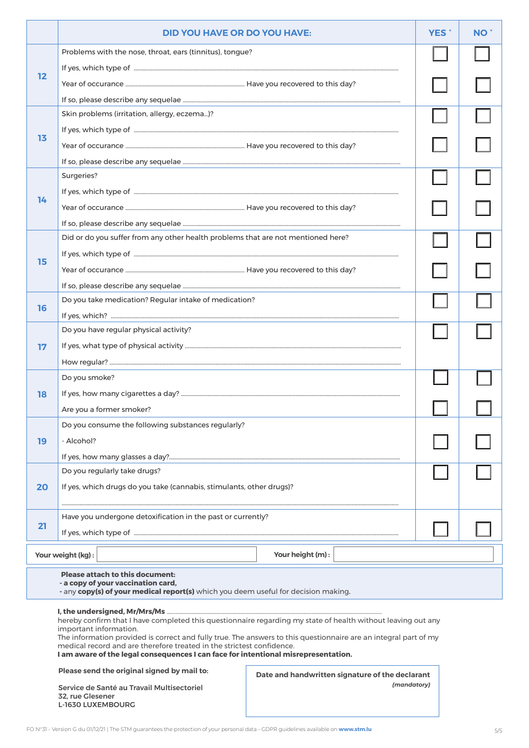| | DID YOU HAVE OR DO YOU HAVE: | YES * | NO * |
|---|---|---|---|
| 12 | Problems with the nose, throat, ears (tinnitus), tongue? | ☐ | ☐ |
| | If yes, which type of ........................................ | | |
| | Year of occurance ........................................ Have you recovered to this day? | ☐ | ☐ |
| | If so, please describe any sequelae ........................................ | | |
| 13 | Skin problems (irritation, allergy, eczema...)? | ☐ | ☐ |
| | If yes, which type of ........................................ | | |
| | Year of occurance ........................................ Have you recovered to this day? | ☐ | ☐ |
| | If so, please describe any sequelae ........................................ | | |
| 14 | Surgeries? | ☐ | ☐ |
| | If yes, which type of ........................................ | | |
| | Year of occurance ........................................ Have you recovered to this day? | ☐ | ☐ |
| | If so, please describe any sequelae ........................................ | | |
| 15 | Did or do you suffer from any other health problems that are not mentioned here? | ☐ | ☐ |
| | If yes, which type of ........................................ | | |
| | Year of occurance ........................................ Have you recovered to this day? | ☐ | ☐ |
| | If so, please describe any sequelae ........................................ | | |
| 16 | Do you take medication? Regular intake of medication? | ☐ | ☐ |
| | If yes, which? ........................................ | | |
| 17 | Do you have regular physical activity? | ☐ | ☐ |
| | If yes, what type of physical activity ........................................ | | |
| | How regular? ........................................ | | |
| 18 | Do you smoke? | ☐ | ☐ |
| | If yes, how many cigarettes a day? ........................................ | | |
| | Are you a former smoker? | ☐ | ☐ |
| 19 | Do you consume the following substances regularly? | | |
| | - Alcohol? | ☐ | ☐ |
| | If yes, how many glasses a day?........................................ | | |
| 20 | Do you regularly take drugs? | ☐ | ☐ |
| | If yes, which drugs do you take (cannabis, stimulants, other drugs)? | | |
| | ........................................ | | |
| 21 | Have you undergone detoxification in the past or currently? | | |
| | If yes, which type of ........................................ | ☐ | ☐ |

**Your weight (kg) :** ____________ **Your height (m) :** ____________

**Please attach to this document:**
**- a copy of your vaccination card,**
- any **copy(s) of your medical report(s)** which you deem useful for decision making.

**I, the undersigned, Mr/Mrs/Ms** ........................................
hereby confirm that I have completed this questionnaire regarding my state of health without leaving out any important information.
The information provided is correct and fully true. The answers to this questionnaire are an integral part of my medical record and are therefore treated in the strictest confidence.
**I am aware of the legal consequences I can face for intentional misrepresentation.**

**Please send the original signed by mail to:**

**Service de Santé au Travail Multisectoriel**
**32, rue Glesener**
**L-1630 LUXEMBOURG**

**Date and handwritten signature of the declarant**
***(mandatory)***

FO N°31 - Version G du 01/12/21 | The STM guarantees the protection of your personal data - GDPR guidelines available on **www.stm.lu**